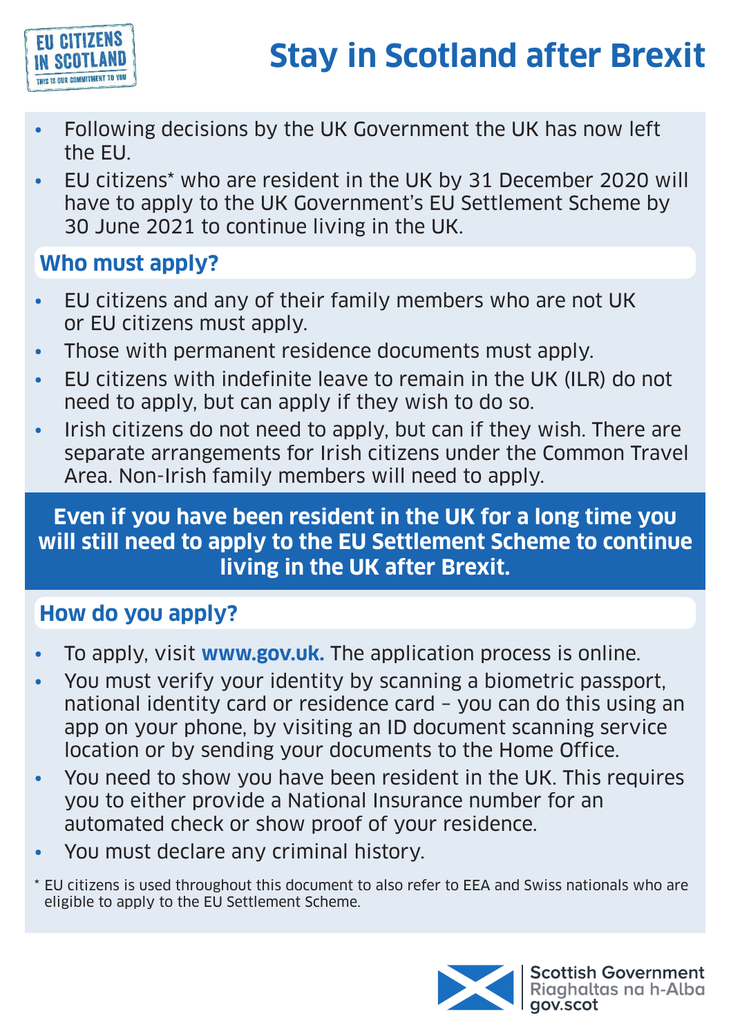EU CITIZENS IN SCOTLAND

THIS IS OUR COMMITMENT TO YOU

# Stay in Scotland after Brexit

- Following decisions by the UK Government the UK has now left the EU.
- EU citizens* who are resident in the UK by 31 December 2020 will have to apply to the UK Government's EU Settlement Scheme by 30 June 2021 to continue living in the UK.

## Who must apply?

- EU citizens and any of their family members who are not UK or EU citizens must apply.
- Those with permanent residence documents must apply.
- EU citizens with indefinite leave to remain in the UK (ILR) do not need to apply, but can apply if they wish to do so.
- Irish citizens do not need to apply, but can if they wish. There are separate arrangements for Irish citizens under the Common Travel Area. Non-Irish family members will need to apply.

**Even if you have been resident in the UK for a long time you will still need to apply to the EU Settlement Scheme to continue living in the UK after Brexit.**

## How do you apply?

- To apply, visit **www.gov.uk.** The application process is online.
- You must verify your identity by scanning a biometric passport, national identity card or residence card – you can do this using an app on your phone, by visiting an ID document scanning service location or by sending your documents to the Home Office.
- You need to show you have been resident in the UK. This requires you to either provide a National Insurance number for an automated check or show proof of your residence.
- You must declare any criminal history.

\* EU citizens is used throughout this document to also refer to EEA and Swiss nationals who are eligible to apply to the EU Settlement Scheme.

Scottish Government
Riaghaltas na h-Alba
gov.scot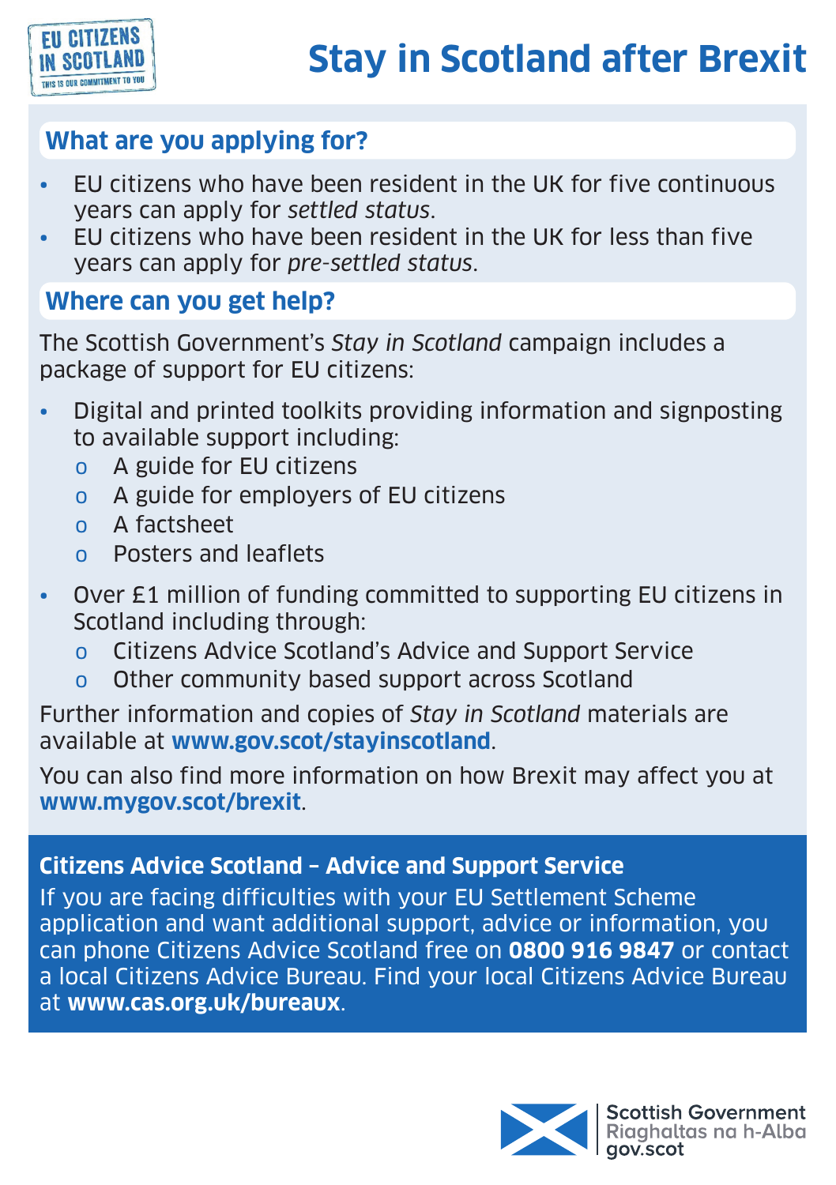EU CITIZENS IN SCOTLAND

THIS IS OUR COMMITMENT TO YOU

# Stay in Scotland after Brexit

## What are you applying for?

- EU citizens who have been resident in the UK for five continuous years can apply for *settled status*.
- EU citizens who have been resident in the UK for less than five years can apply for *pre-settled status*.

## Where can you get help?

The Scottish Government's *Stay in Scotland* campaign includes a package of support for EU citizens:

- Digital and printed toolkits providing information and signposting to available support including:
  - A guide for EU citizens
  - A guide for employers of EU citizens
  - A factsheet
  - Posters and leaflets
- Over £1 million of funding committed to supporting EU citizens in Scotland including through:
  - Citizens Advice Scotland's Advice and Support Service
  - Other community based support across Scotland

Further information and copies of *Stay in Scotland* materials are available at **www.gov.scot/stayinscotland**.

You can also find more information on how Brexit may affect you at **www.mygov.scot/brexit**.

**Citizens Advice Scotland – Advice and Support Service**

If you are facing difficulties with your EU Settlement Scheme application and want additional support, advice or information, you can phone Citizens Advice Scotland free on **0800 916 9847** or contact a local Citizens Advice Bureau. Find your local Citizens Advice Bureau at **www.cas.org.uk/bureaux**.

Scottish Government
Riaghaltas na h-Alba
gov.scot